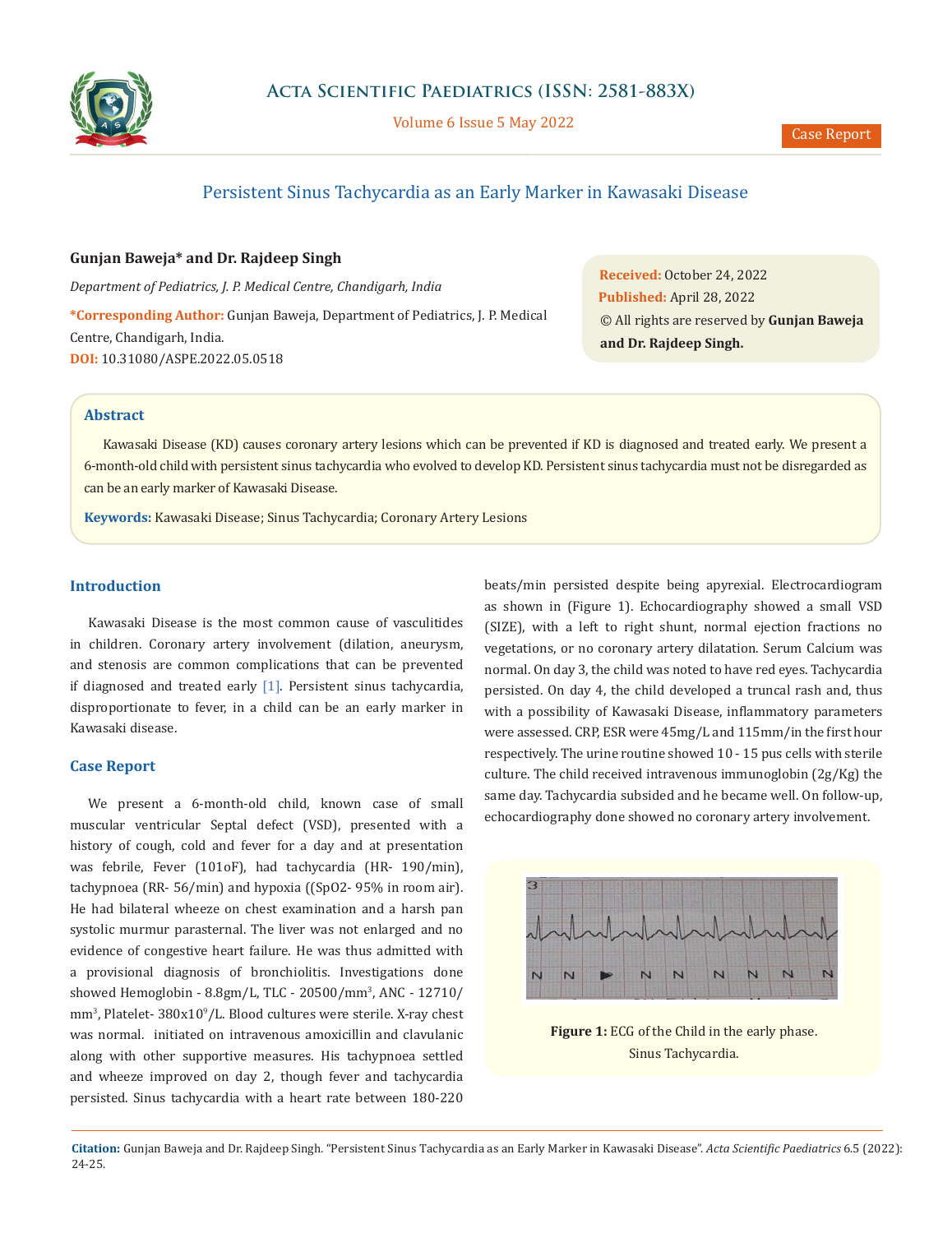# Persistent Sinus Tachycardia as an Early Marker in Kawasaki Disease

**Gunjan Baweja\* and Dr. Rajdeep Singh**

*Department of Pediatrics, J. P. Medical Centre, Chandigarh, India*

**\*Corresponding Author:** Gunjan Baweja, Department of Pediatrics, J. P. Medical Centre, Chandigarh, India.

**DOI:** 10.31080/ASPE.2022.05.0518

**Received:** October 24, 2022
**Published:** April 28, 2022
© All rights are reserved by **Gunjan Baweja and Dr. Rajdeep Singh.**

## Abstract

Kawasaki Disease (KD) causes coronary artery lesions which can be prevented if KD is diagnosed and treated early. We present a 6-month-old child with persistent sinus tachycardia who evolved to develop KD. Persistent sinus tachycardia must not be disregarded as can be an early marker of Kawasaki Disease.

**Keywords:** Kawasaki Disease; Sinus Tachycardia; Coronary Artery Lesions

## Introduction

Kawasaki Disease is the most common cause of vasculitides in children. Coronary artery involvement (dilation, aneurysm, and stenosis are common complications that can be prevented if diagnosed and treated early [1]. Persistent sinus tachycardia, disproportionate to fever, in a child can be an early marker in Kawasaki disease.

## Case Report

We present a 6-month-old child, known case of small muscular ventricular Septal defect (VSD), presented with a history of cough, cold and fever for a day and at presentation was febrile, Fever (101oF), had tachycardia (HR- 190/min), tachypnoea (RR- 56/min) and hypoxia (($SpO_2$- 95% in room air). He had bilateral wheeze on chest examination and a harsh pan systolic murmur parasternal. The liver was not enlarged and no evidence of congestive heart failure. He was thus admitted with a provisional diagnosis of bronchiolitis. Investigations done showed Hemoglobin - 8.8gm/L, TLC - 20500/$mm^3$, ANC - 12710/$mm^3$, Platelet- 380x$10^9$/L. Blood cultures were sterile. X-ray chest was normal. initiated on intravenous amoxicillin and clavulanic along with other supportive measures. His tachypnoea settled and wheeze improved on day 2, though fever and tachycardia persisted. Sinus tachycardia with a heart rate between 180-220 beats/min persisted despite being apyrexial. Electrocardiogram as shown in (Figure 1). Echocardiography showed a small VSD (SIZE), with a left to right shunt, normal ejection fractions no vegetations, or no coronary artery dilatation. Serum Calcium was normal. On day 3, the child was noted to have red eyes. Tachycardia persisted. On day 4, the child developed a truncal rash and, thus with a possibility of Kawasaki Disease, inflammatory parameters were assessed. CRP, ESR were 45mg/L and 115mm/in the first hour respectively. The urine routine showed 10 - 15 pus cells with sterile culture. The child received intravenous immunoglobin (2g/Kg) the same day. Tachycardia subsided and he became well. On follow-up, echocardiography done showed no coronary artery involvement.

**Figure 1:** ECG of the Child in the early phase. Sinus Tachycardia.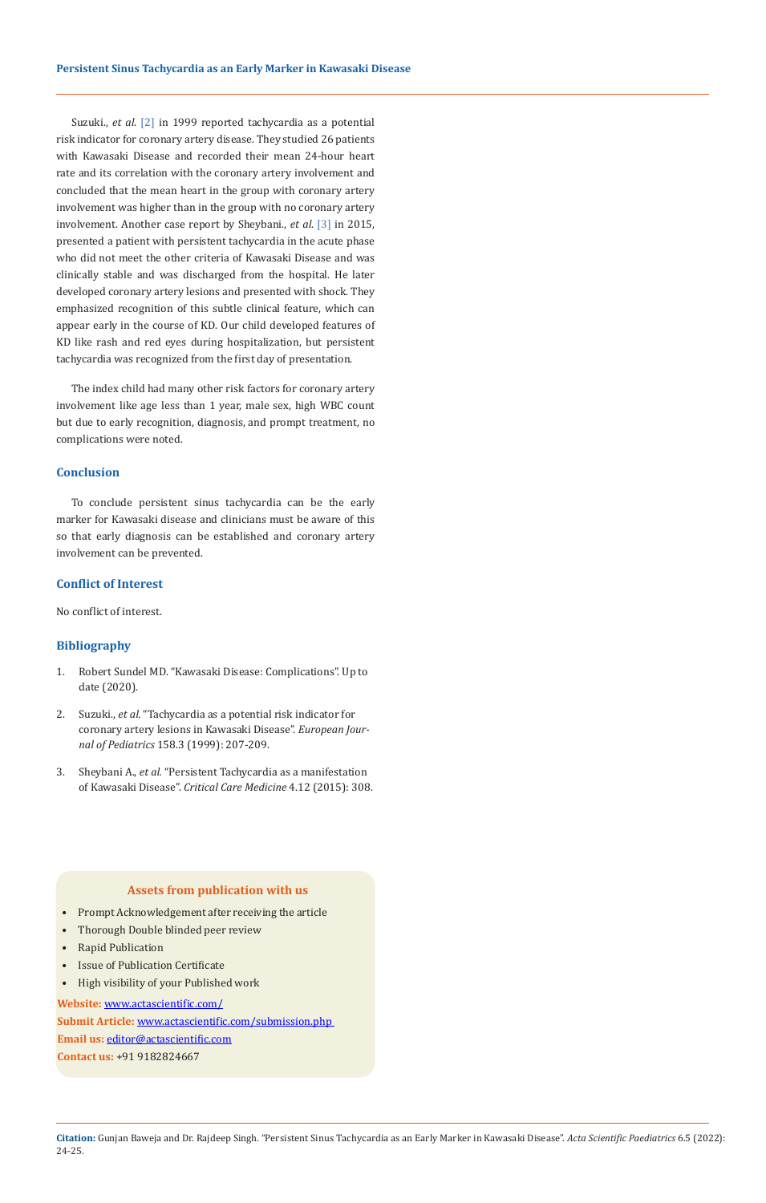Suzuki., *et al.* [2] in 1999 reported tachycardia as a potential risk indicator for coronary artery disease. They studied 26 patients with Kawasaki Disease and recorded their mean 24-hour heart rate and its correlation with the coronary artery involvement and concluded that the mean heart in the group with coronary artery involvement was higher than in the group with no coronary artery involvement. Another case report by Sheybani., *et al.* [3] in 2015, presented a patient with persistent tachycardia in the acute phase who did not meet the other criteria of Kawasaki Disease and was clinically stable and was discharged from the hospital. He later developed coronary artery lesions and presented with shock. They emphasized recognition of this subtle clinical feature, which can appear early in the course of KD. Our child developed features of KD like rash and red eyes during hospitalization, but persistent tachycardia was recognized from the first day of presentation.

The index child had many other risk factors for coronary artery involvement like age less than 1 year, male sex, high WBC count but due to early recognition, diagnosis, and prompt treatment, no complications were noted.

## Conclusion

To conclude persistent sinus tachycardia can be the early marker for Kawasaki disease and clinicians must be aware of this so that early diagnosis can be established and coronary artery involvement can be prevented.

## Conflict of Interest

No conflict of interest.

## Bibliography

1. Robert Sundel MD. "Kawasaki Disease: Complications". Up to date (2020).
2. Suzuki., *et al.* "Tachycardia as a potential risk indicator for coronary artery lesions in Kawasaki Disease". *European Journal of Pediatrics* 158.3 (1999): 207-209.
3. Sheybani A., *et al.* "Persistent Tachycardia as a manifestation of Kawasaki Disease". *Critical Care Medicine* 4.12 (2015): 308.

**Assets from publication with us**

- Prompt Acknowledgement after receiving the article
- Thorough Double blinded peer review
- Rapid Publication
- Issue of Publication Certificate
- High visibility of your Published work

**Website:** www.actascientific.com/
**Submit Article:** www.actascientific.com/submission.php
**Email us:** editor@actascientific.com
**Contact us:** +91 9182824667